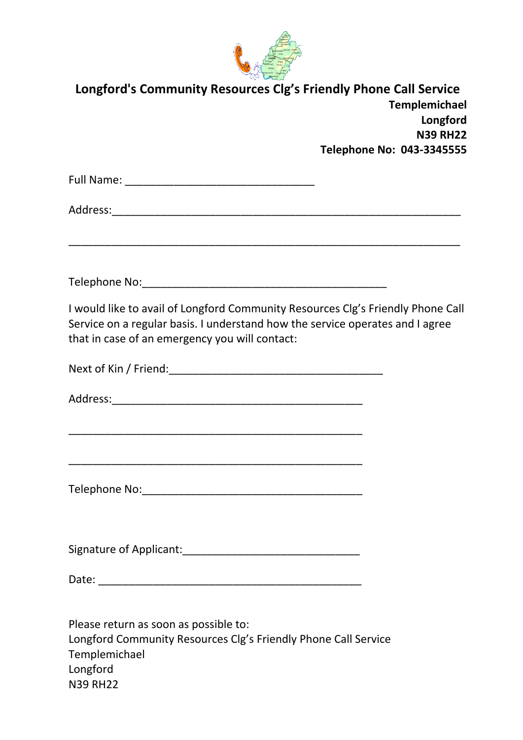# Longford's Community Resources Clg's Friendly Phone Call Service

**Templemichael**
**Longford**
**N39 RH22**
**Telephone No: 043-3345555**

Full Name: ________________________________

Address:___________________________________________________________

___________________________________________________________________

Telephone No:_________________________________________

I would like to avail of Longford Community Resources Clg's Friendly Phone Call Service on a regular basis. I understand how the service operates and I agree that in case of an emergency you will contact:

Next of Kin / Friend:____________________________________

Address:__________________________________________

__________________________________________________

__________________________________________________

Telephone No:_____________________________________

Signature of Applicant:______________________________

Date: _____________________________________________

Please return as soon as possible to:
Longford Community Resources Clg's Friendly Phone Call Service
Templemichael
Longford
N39 RH22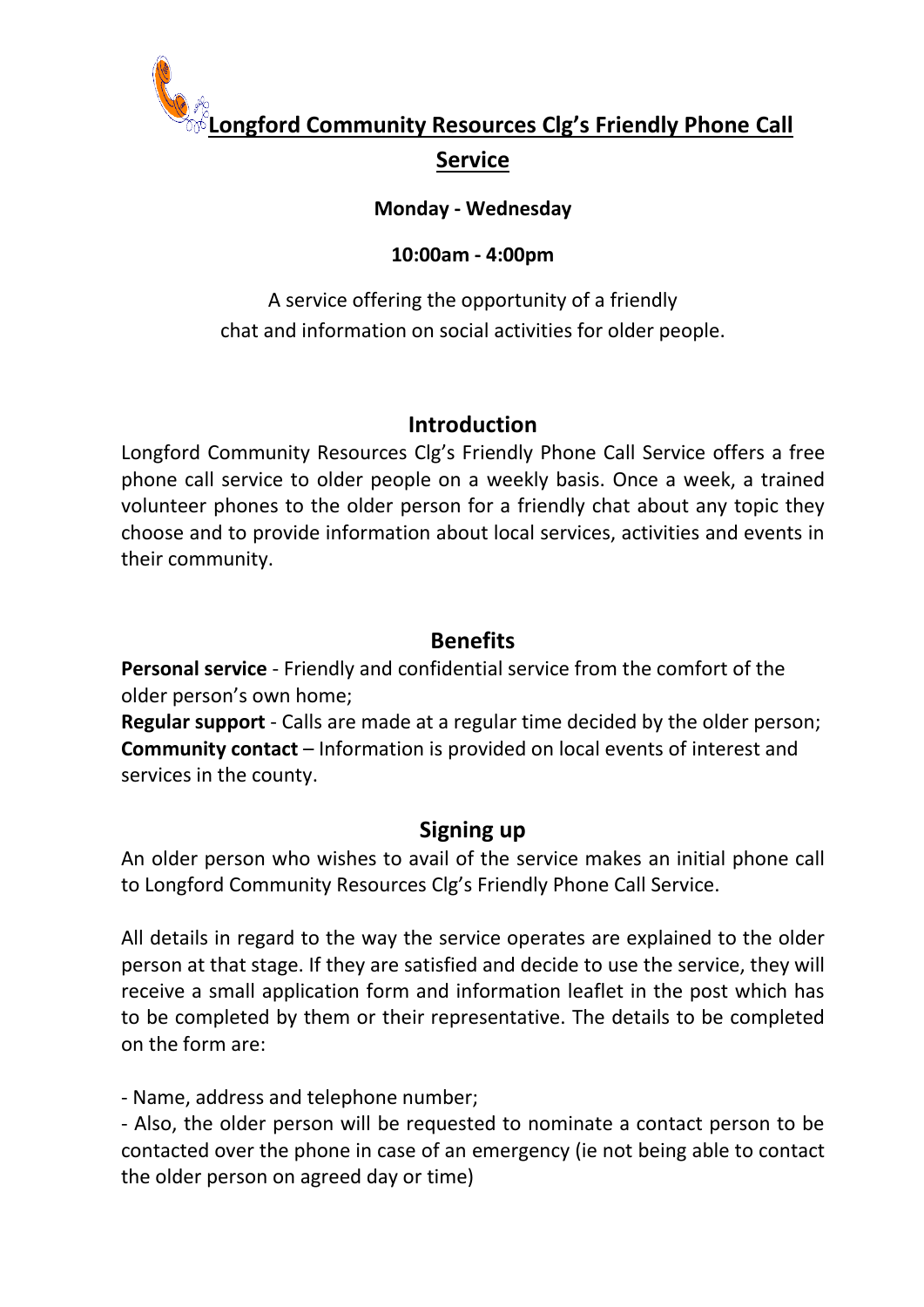# Longford Community Resources Clg's Friendly Phone Call Service

**Monday - Wednesday**

**10:00am - 4:00pm**

A service offering the opportunity of a friendly chat and information on social activities for older people.

## Introduction

Longford Community Resources Clg's Friendly Phone Call Service offers a free phone call service to older people on a weekly basis. Once a week, a trained volunteer phones to the older person for a friendly chat about any topic they choose and to provide information about local services, activities and events in their community.

## Benefits

**Personal service** - Friendly and confidential service from the comfort of the older person's own home;
**Regular support** - Calls are made at a regular time decided by the older person;
**Community contact** – Information is provided on local events of interest and services in the county.

## Signing up

An older person who wishes to avail of the service makes an initial phone call to Longford Community Resources Clg's Friendly Phone Call Service.

All details in regard to the way the service operates are explained to the older person at that stage. If they are satisfied and decide to use the service, they will receive a small application form and information leaflet in the post which has to be completed by them or their representative. The details to be completed on the form are:

- Name, address and telephone number;
- Also, the older person will be requested to nominate a contact person to be contacted over the phone in case of an emergency (ie not being able to contact the older person on agreed day or time)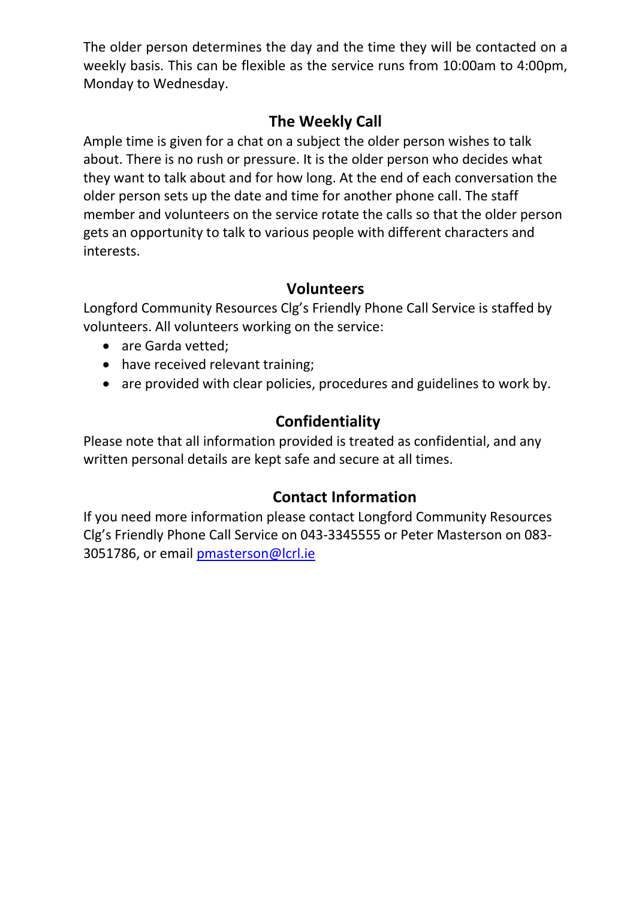The older person determines the day and the time they will be contacted on a weekly basis. This can be flexible as the service runs from 10:00am to 4:00pm, Monday to Wednesday.

## The Weekly Call

Ample time is given for a chat on a subject the older person wishes to talk about. There is no rush or pressure. It is the older person who decides what they want to talk about and for how long. At the end of each conversation the older person sets up the date and time for another phone call. The staff member and volunteers on the service rotate the calls so that the older person gets an opportunity to talk to various people with different characters and interests.

## Volunteers

Longford Community Resources Clg's Friendly Phone Call Service is staffed by volunteers. All volunteers working on the service:

- are Garda vetted;
- have received relevant training;
- are provided with clear policies, procedures and guidelines to work by.

## Confidentiality

Please note that all information provided is treated as confidential, and any written personal details are kept safe and secure at all times.

## Contact Information

If you need more information please contact Longford Community Resources Clg's Friendly Phone Call Service on 043-3345555 or Peter Masterson on 083-3051786, or email pmasterson@lcrl.ie